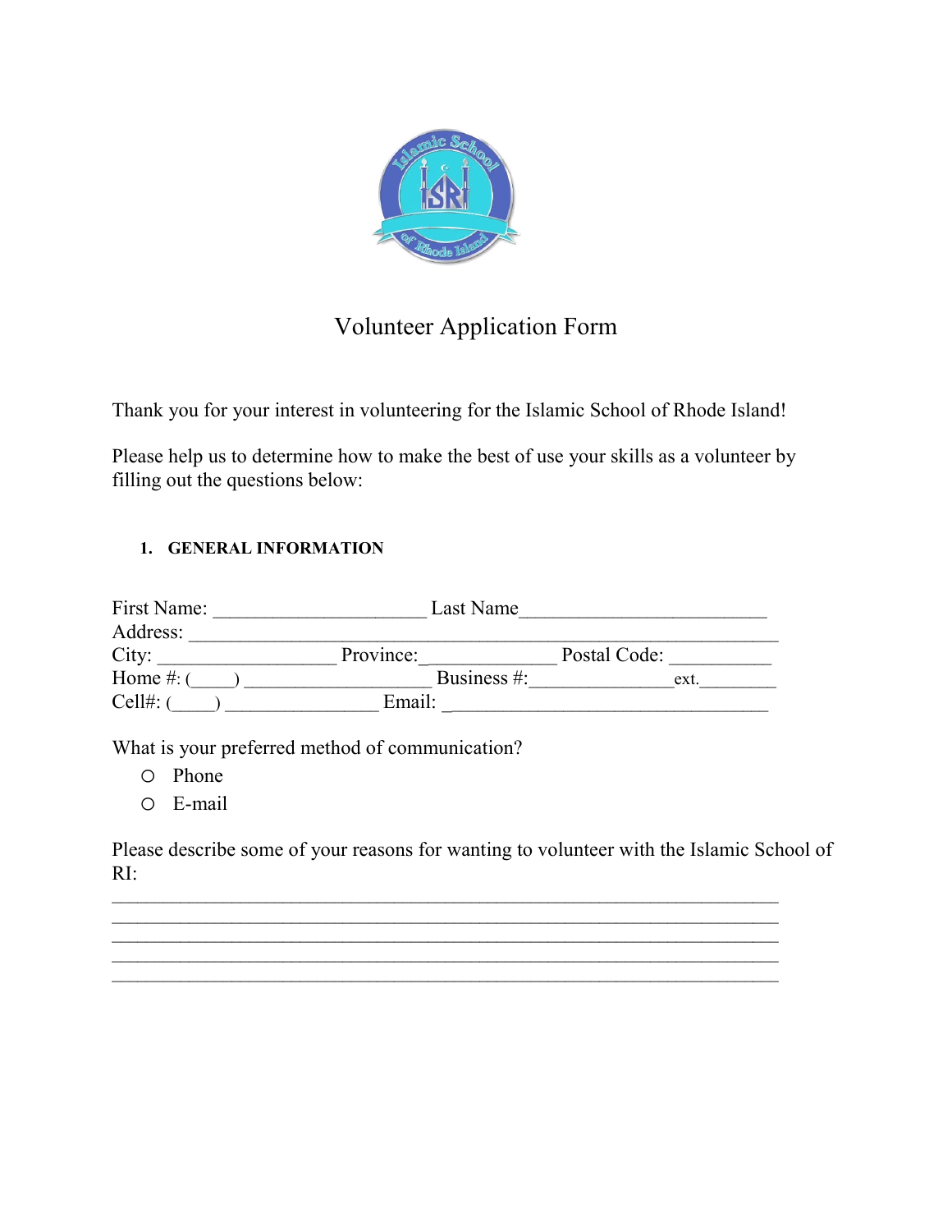# Volunteer Application Form

Thank you for your interest in volunteering for the Islamic School of Rhode Island!

Please help us to determine how to make the best of use your skills as a volunteer by filling out the questions below:

### 1. GENERAL INFORMATION

First Name: _____________________ Last Name_________________________
Address: ___________________________________________________________
City: __________________ Province:_____________ Postal Code: __________
Home #: (____) ___________________ Business #:______________ext.________
Cell#: (____) _______________ Email: ________________________________

What is your preferred method of communication?

- ○ Phone
- ○ E-mail

Please describe some of your reasons for wanting to volunteer with the Islamic School of RI:

___________________________________________________________________
___________________________________________________________________
___________________________________________________________________
___________________________________________________________________
___________________________________________________________________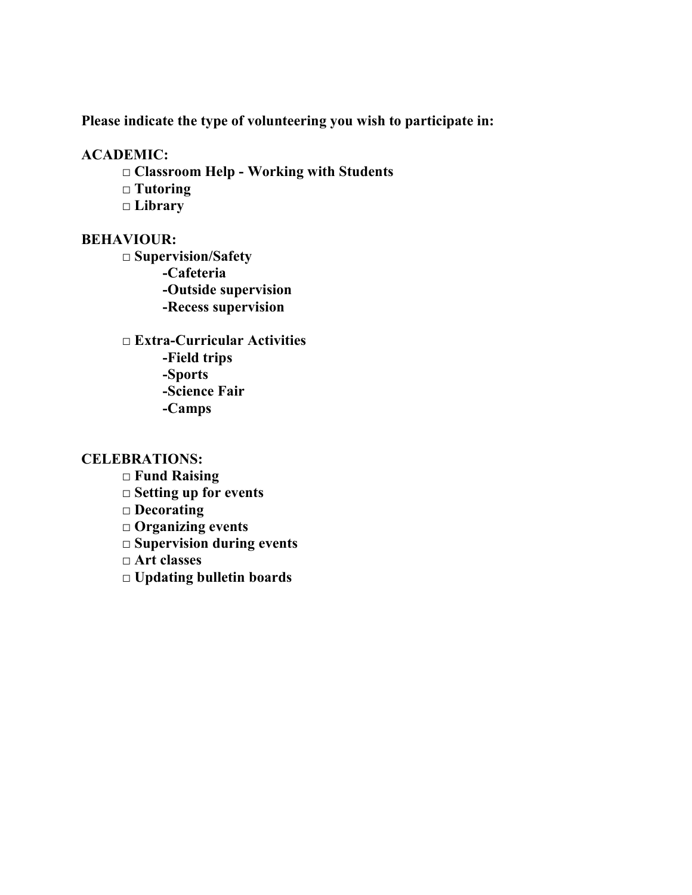**Please indicate the type of volunteering you wish to participate in:**

**ACADEMIC:**

- □ **Classroom Help - Working with Students**
- □ **Tutoring**
- □ **Library**

**BEHAVIOUR:**

- □ **Supervision/Safety**
  - **-Cafeteria**
  - **-Outside supervision**
  - **-Recess supervision**

- □ **Extra-Curricular Activities**
  - **-Field trips**
  - **-Sports**
  - **-Science Fair**
  - **-Camps**

**CELEBRATIONS:**

- □ **Fund Raising**
- □ **Setting up for events**
- □ **Decorating**
- □ **Organizing events**
- □ **Supervision during events**
- □ **Art classes**
- □ **Updating bulletin boards**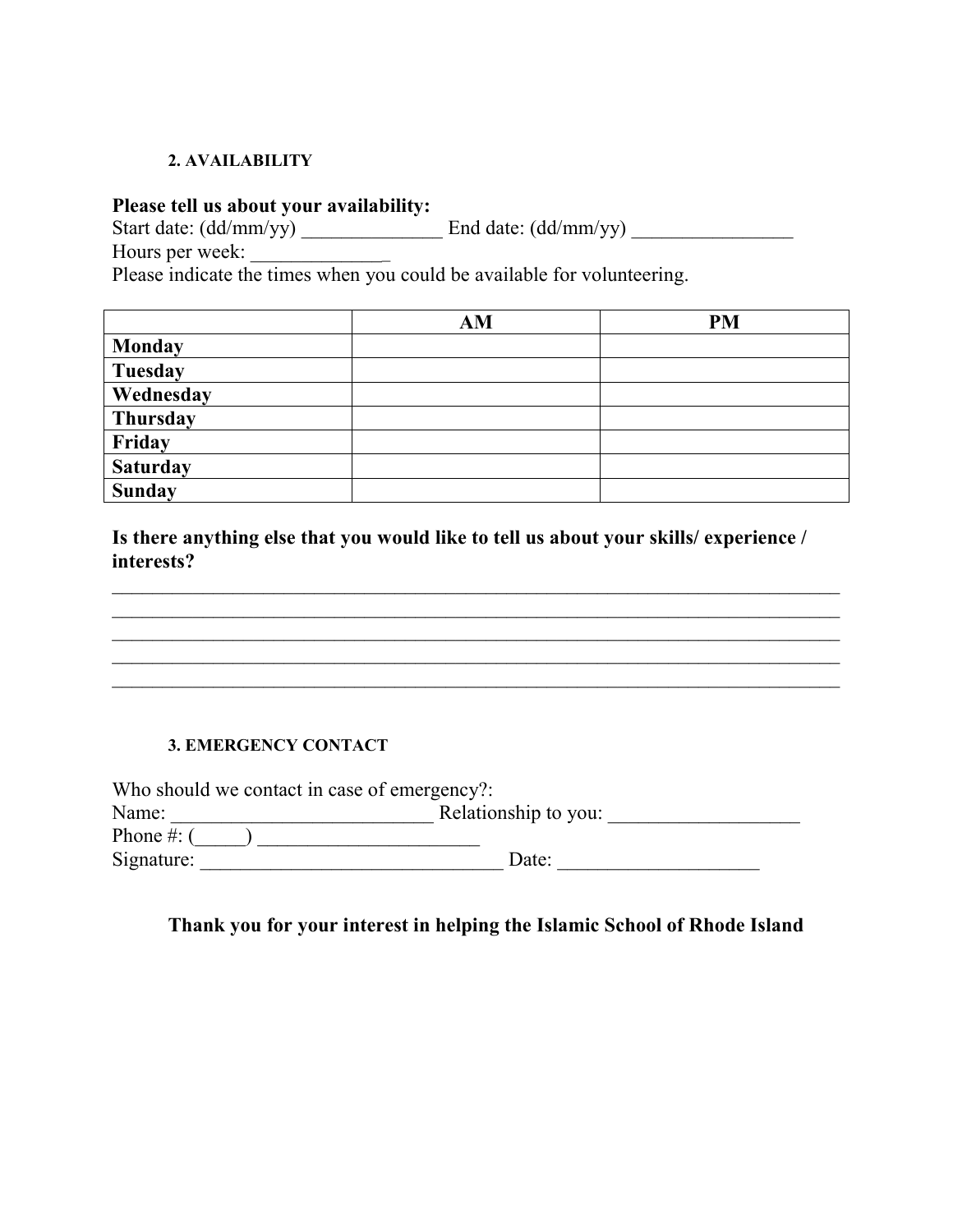### 2. AVAILABILITY

**Please tell us about your availability:**
Start date: (dd/mm/yy) ______________ End date: (dd/mm/yy) ________________
Hours per week: ______________
Please indicate the times when you could be available for volunteering.

| | AM | PM |
|---|---|---|
| **Monday** | | |
| **Tuesday** | | |
| **Wednesday** | | |
| **Thursday** | | |
| **Friday** | | |
| **Saturday** | | |
| **Sunday** | | |

**Is there anything else that you would like to tell us about your skills/ experience / interests?**

_____________________________________________________________________________
_____________________________________________________________________________
_____________________________________________________________________________
_____________________________________________________________________________
_____________________________________________________________________________

### 3. EMERGENCY CONTACT

Who should we contact in case of emergency?:
Name: __________________________ Relationship to you: ___________________
Phone #: (_____) ______________________
Signature: ______________________________ Date: ____________________

**Thank you for your interest in helping the Islamic School of Rhode Island**